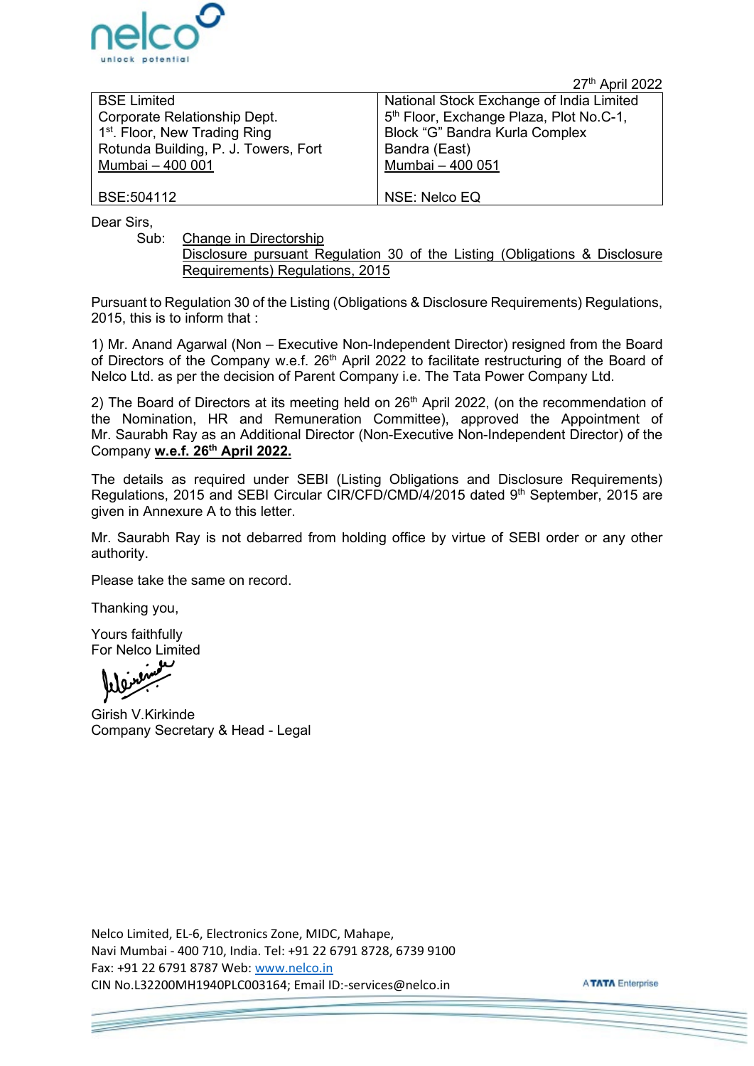27th April 2022

| BSE Limited<br>Corporate Relationship Dept.<br>1st. Floor, New Trading Ring<br>Rotunda Building, P. J. Towers, Fort<br>Mumbai – 400 001 | National Stock Exchange of India Limited<br>5th Floor, Exchange Plaza, Plot No.C-1,<br>Block "G" Bandra Kurla Complex<br>Bandra (East)<br>Mumbai – 400 051 |
|---|---|
| BSE:504112 | NSE: Nelco EQ |

Dear Sirs,

Sub: Change in Directorship
Disclosure pursuant Regulation 30 of the Listing (Obligations & Disclosure Requirements) Regulations, 2015

Pursuant to Regulation 30 of the Listing (Obligations & Disclosure Requirements) Regulations, 2015, this is to inform that :

1) Mr. Anand Agarwal (Non – Executive Non-Independent Director) resigned from the Board of Directors of the Company w.e.f. 26th April 2022 to facilitate restructuring of the Board of Nelco Ltd. as per the decision of Parent Company i.e. The Tata Power Company Ltd.

2) The Board of Directors at its meeting held on 26th April 2022, (on the recommendation of the Nomination, HR and Remuneration Committee), approved the Appointment of Mr. Saurabh Ray as an Additional Director (Non-Executive Non-Independent Director) of the Company **w.e.f. 26th April 2022.**

The details as required under SEBI (Listing Obligations and Disclosure Requirements) Regulations, 2015 and SEBI Circular CIR/CFD/CMD/4/2015 dated 9th September, 2015 are given in Annexure A to this letter.

Mr. Saurabh Ray is not debarred from holding office by virtue of SEBI order or any other authority.

Please take the same on record.

Thanking you,

Yours faithfully
For Nelco Limited

Girish V.Kirkinde
Company Secretary & Head - Legal

Nelco Limited, EL-6, Electronics Zone, MIDC, Mahape,
Navi Mumbai - 400 710, India. Tel: +91 22 6791 8728, 6739 9100
Fax: +91 22 6791 8787 Web: www.nelco.in
CIN No.L32200MH1940PLC003164; Email ID:-services@nelco.in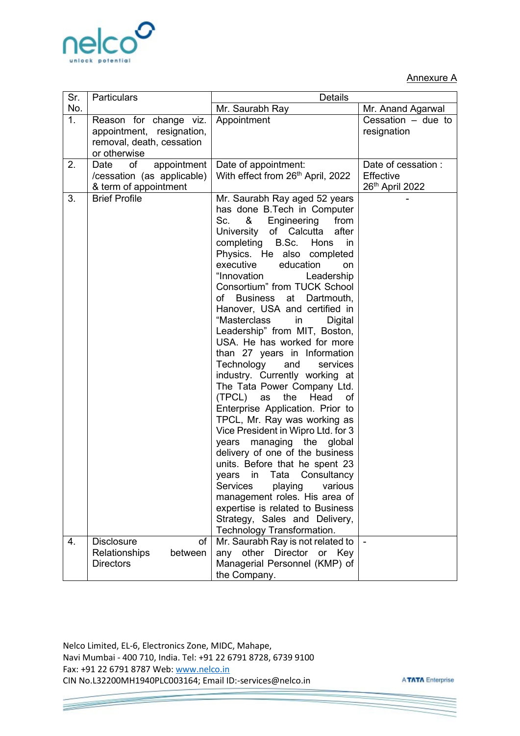Annexure A

| Sr. No. | Particulars | Details | |
|---|---|---|---|
| | | Mr. Saurabh Ray | Mr. Anand Agarwal |
| 1. | Reason for change viz. appointment, resignation, removal, death, cessation or otherwise | Appointment | Cessation – due to resignation |
| 2. | Date of appointment /cessation (as applicable) & term of appointment | Date of appointment: With effect from 26th April, 2022 | Date of cessation : Effective 26th April 2022 |
| 3. | Brief Profile | Mr. Saurabh Ray aged 52 years has done B.Tech in Computer Sc. & Engineering from University of Calcutta after completing B.Sc. Hons in Physics. He also completed executive education on "Innovation Leadership Consortium" from TUCK School of Business at Dartmouth, Hanover, USA and certified in "Masterclass in Digital Leadership" from MIT, Boston, USA. He has worked for more than 27 years in Information Technology and services industry. Currently working at The Tata Power Company Ltd. (TPCL) as the Head of Enterprise Application. Prior to TPCL, Mr. Ray was working as Vice President in Wipro Ltd. for 3 years managing the global delivery of one of the business units. Before that he spent 23 years in Tata Consultancy Services playing various management roles. His area of expertise is related to Business Strategy, Sales and Delivery, Technology Transformation. | - |
| 4. | Disclosure of Relationships between Directors | Mr. Saurabh Ray is not related to any other Director or Key Managerial Personnel (KMP) of the Company. | - |